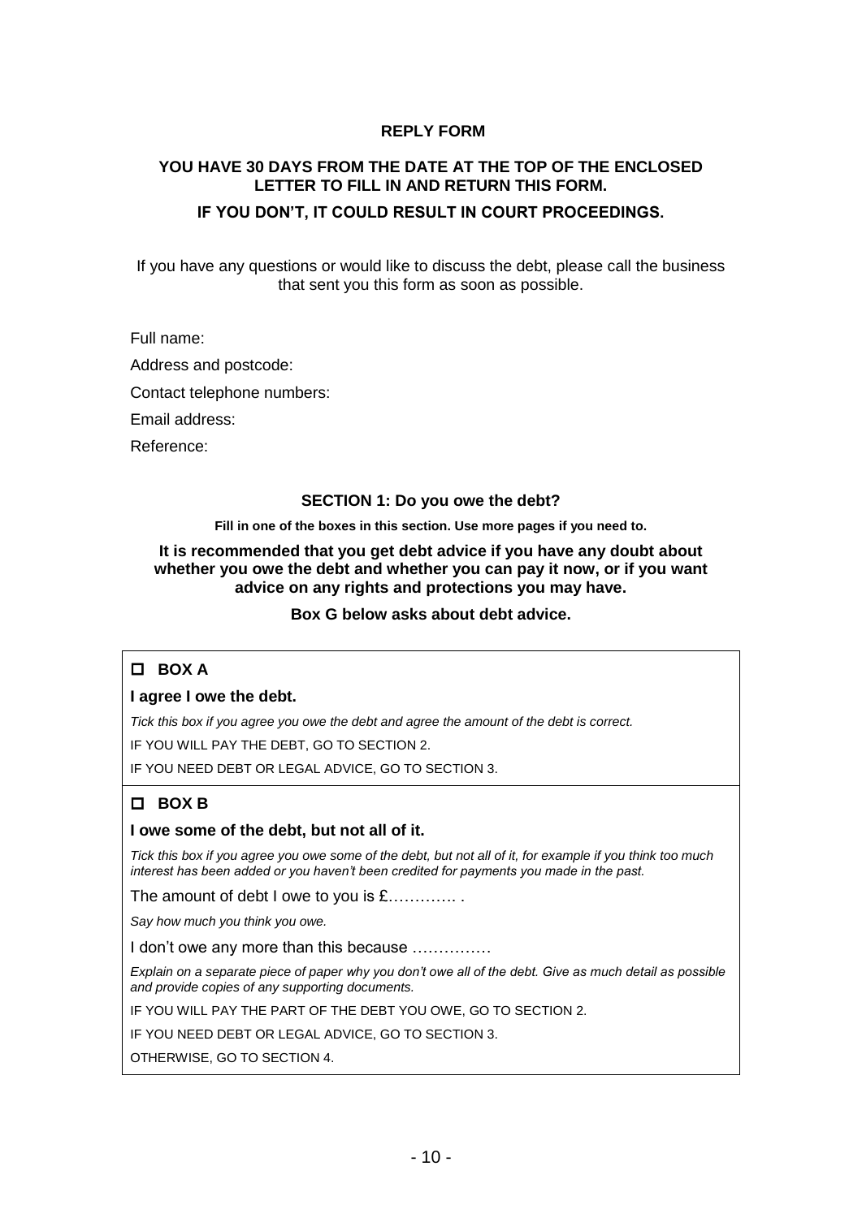**REPLY FORM**

**YOU HAVE 30 DAYS FROM THE DATE AT THE TOP OF THE ENCLOSED LETTER TO FILL IN AND RETURN THIS FORM.**

**IF YOU DON'T, IT COULD RESULT IN COURT PROCEEDINGS.**

If you have any questions or would like to discuss the debt, please call the business that sent you this form as soon as possible.

Full name:

Address and postcode:

Contact telephone numbers:

Email address:

Reference:

## SECTION 1: Do you owe the debt?

**Fill in one of the boxes in this section. Use more pages if you need to.**

**It is recommended that you get debt advice if you have any doubt about whether you owe the debt and whether you can pay it now, or if you want advice on any rights and protections you may have.**

**Box G below asks about debt advice.**

---

☐ **BOX A**

**I agree I owe the debt.**

*Tick this box if you agree you owe the debt and agree the amount of the debt is correct.*

IF YOU WILL PAY THE DEBT, GO TO SECTION 2.

IF YOU NEED DEBT OR LEGAL ADVICE, GO TO SECTION 3.

---

☐ **BOX B**

**I owe some of the debt, but not all of it.**

*Tick this box if you agree you owe some of the debt, but not all of it, for example if you think too much interest has been added or you haven't been credited for payments you made in the past.*

The amount of debt I owe to you is £…………. .

*Say how much you think you owe.*

I don't owe any more than this because ……………

*Explain on a separate piece of paper why you don't owe all of the debt. Give as much detail as possible and provide copies of any supporting documents.*

IF YOU WILL PAY THE PART OF THE DEBT YOU OWE, GO TO SECTION 2.

IF YOU NEED DEBT OR LEGAL ADVICE, GO TO SECTION 3.

OTHERWISE, GO TO SECTION 4.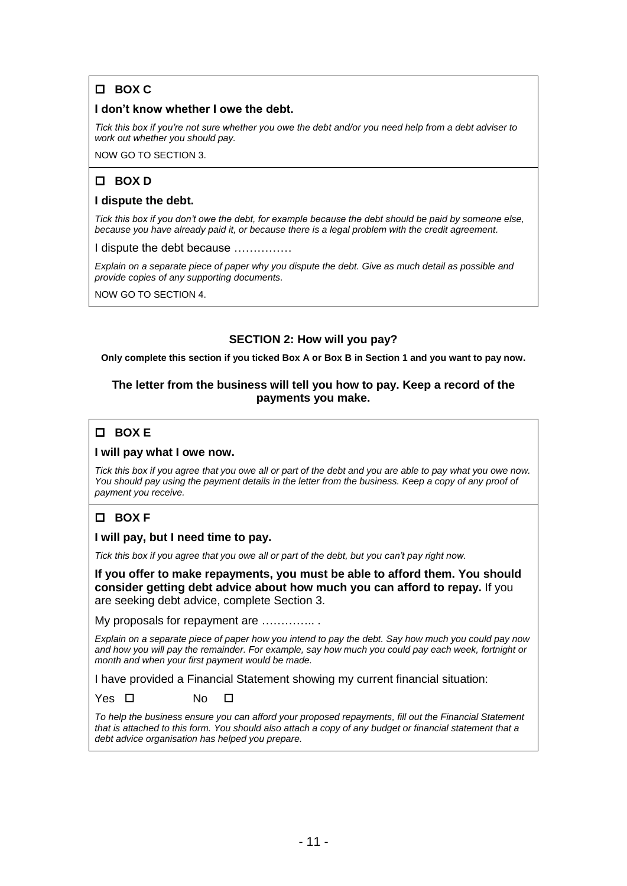☐ **BOX C**

**I don't know whether I owe the debt.**

*Tick this box if you're not sure whether you owe the debt and/or you need help from a debt adviser to work out whether you should pay.*

NOW GO TO SECTION 3.

☐ **BOX D**

**I dispute the debt.**

*Tick this box if you don't owe the debt, for example because the debt should be paid by someone else, because you have already paid it, or because there is a legal problem with the credit agreement.*

I dispute the debt because ……………

*Explain on a separate piece of paper why you dispute the debt. Give as much detail as possible and provide copies of any supporting documents.*

NOW GO TO SECTION 4.

## SECTION 2: How will you pay?

**Only complete this section if you ticked Box A or Box B in Section 1 and you want to pay now.**

**The letter from the business will tell you how to pay. Keep a record of the payments you make.**

☐ **BOX E**

**I will pay what I owe now.**

*Tick this box if you agree that you owe all or part of the debt and you are able to pay what you owe now. You should pay using the payment details in the letter from the business. Keep a copy of any proof of payment you receive.*

☐ **BOX F**

**I will pay, but I need time to pay.**

*Tick this box if you agree that you owe all or part of the debt, but you can't pay right now.*

**If you offer to make repayments, you must be able to afford them. You should consider getting debt advice about how much you can afford to repay.** If you are seeking debt advice, complete Section 3.

My proposals for repayment are ………….. .

*Explain on a separate piece of paper how you intend to pay the debt. Say how much you could pay now and how you will pay the remainder. For example, say how much you could pay each week, fortnight or month and when your first payment would be made.*

I have provided a Financial Statement showing my current financial situation:

Yes ☐ No ☐

*To help the business ensure you can afford your proposed repayments, fill out the Financial Statement that is attached to this form. You should also attach a copy of any budget or financial statement that a debt advice organisation has helped you prepare.*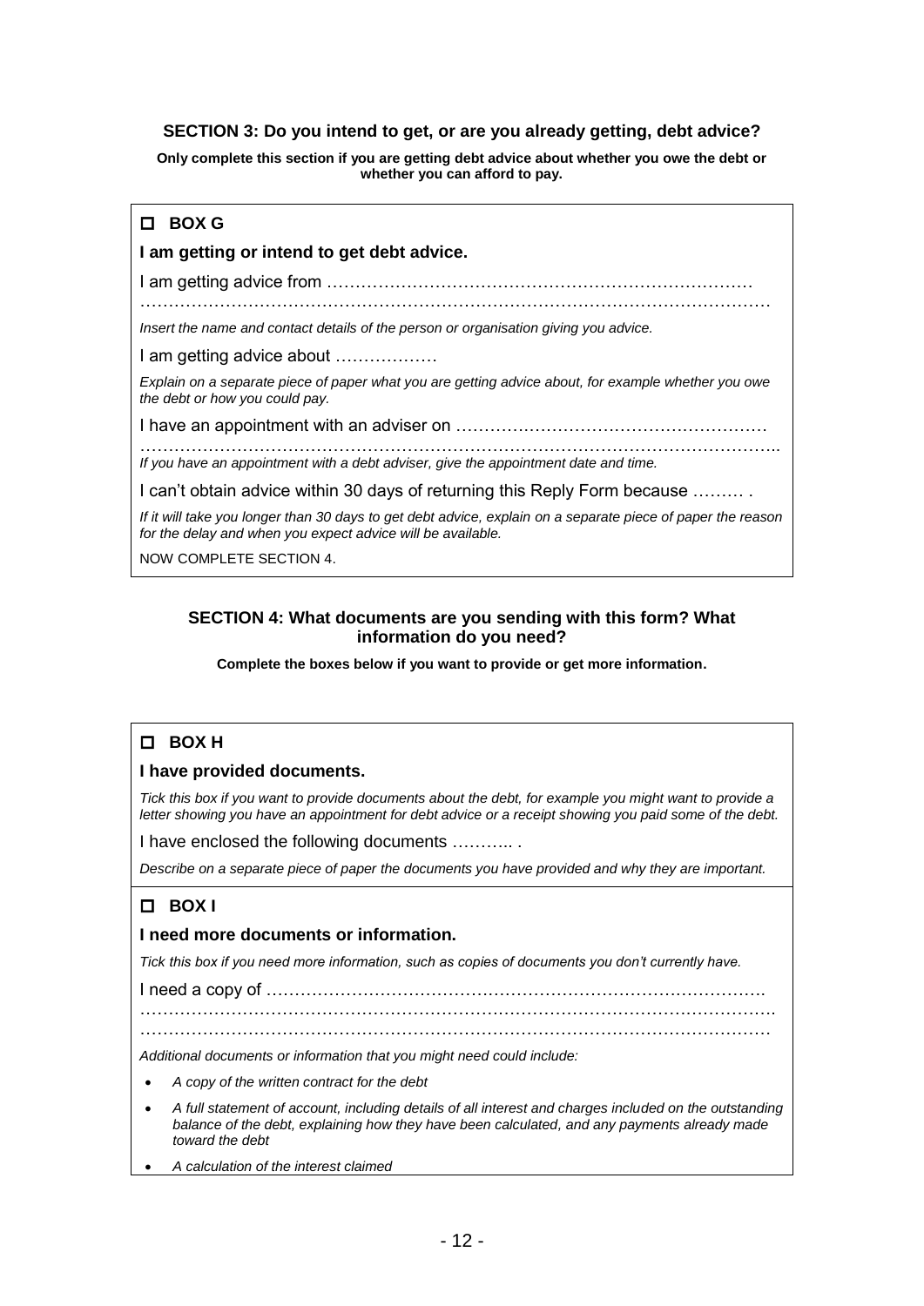## SECTION 3: Do you intend to get, or are you already getting, debt advice?

**Only complete this section if you are getting debt advice about whether you owe the debt or whether you can afford to pay.**

☐ **BOX G**

**I am getting or intend to get debt advice.**

I am getting advice from …………………………………………………………………
………………………………………………………………………………………………

*Insert the name and contact details of the person or organisation giving you advice.*

I am getting advice about ………………

*Explain on a separate piece of paper what you are getting advice about, for example whether you owe the debt or how you could pay.*

I have an appointment with an adviser on ………………………………………………
………………………………………………………………………………………………..

*If you have an appointment with a debt adviser, give the appointment date and time.*

I can't obtain advice within 30 days of returning this Reply Form because ……… .

*If it will take you longer than 30 days to get debt advice, explain on a separate piece of paper the reason for the delay and when you expect advice will be available.*

NOW COMPLETE SECTION 4.

## SECTION 4: What documents are you sending with this form? What information do you need?

**Complete the boxes below if you want to provide or get more information.**

☐ **BOX H**

**I have provided documents.**

*Tick this box if you want to provide documents about the debt, for example you might want to provide a letter showing you have an appointment for debt advice or a receipt showing you paid some of the debt.*

I have enclosed the following documents ……….. .

*Describe on a separate piece of paper the documents you have provided and why they are important.*

☐ **BOX I**

**I need more documents or information.**

*Tick this box if you need more information, such as copies of documents you don't currently have.*

I need a copy of ……………………………………………………………………………
……………………………………………………………………………………………….
………………………………………………………………………………………………

*Additional documents or information that you might need could include:*

- *A copy of the written contract for the debt*
- *A full statement of account, including details of all interest and charges included on the outstanding balance of the debt, explaining how they have been calculated, and any payments already made toward the debt*
- *A calculation of the interest claimed*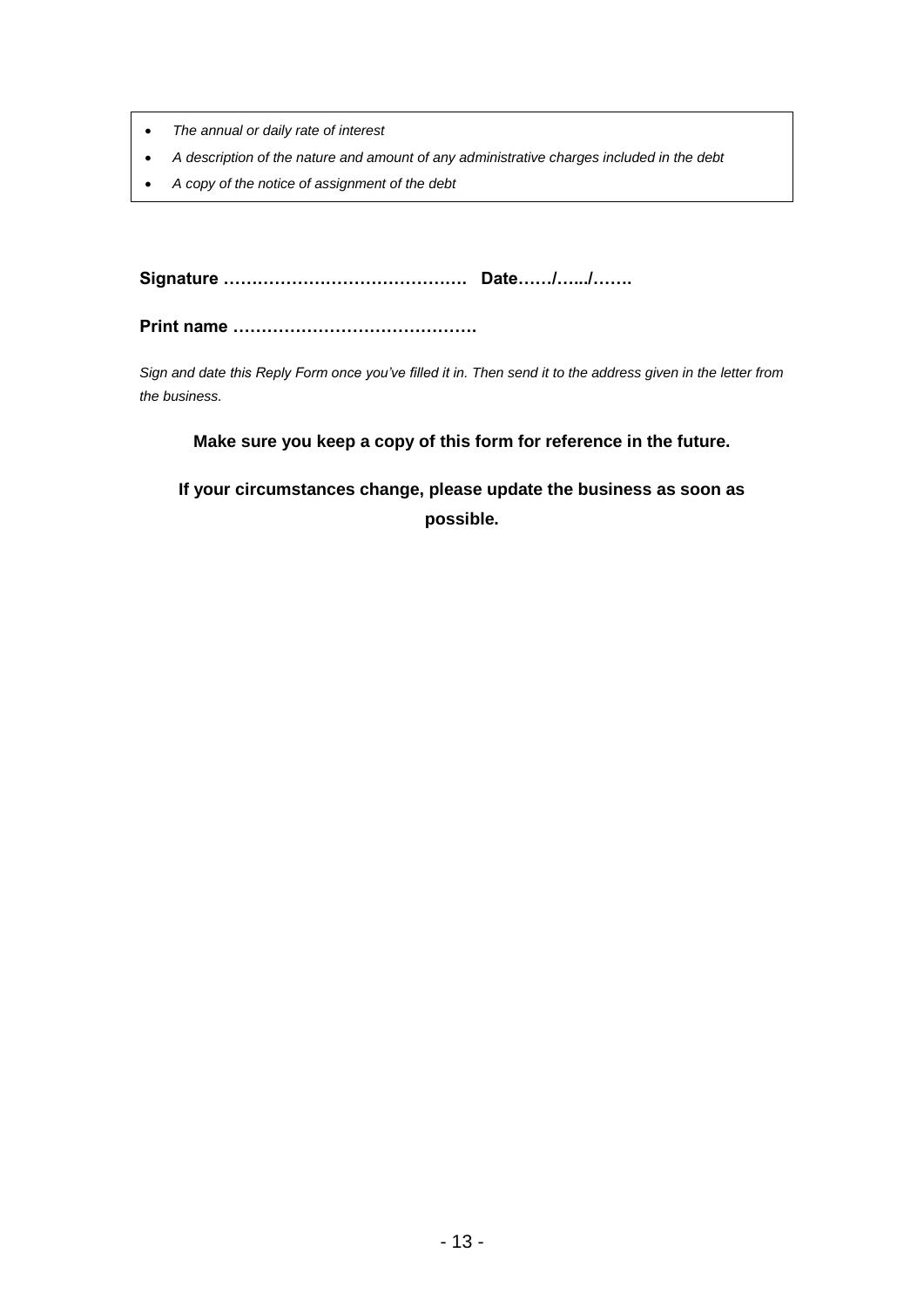- *The annual or daily rate of interest*
- *A description of the nature and amount of any administrative charges included in the debt*
- *A copy of the notice of assignment of the debt*

**Signature ……………………………………  Date……/…../…….**

**Print name …………………………………….**

*Sign and date this Reply Form once you've filled it in. Then send it to the address given in the letter from the business.*

**Make sure you keep a copy of this form for reference in the future.**

**If your circumstances change, please update the business as soon as possible.**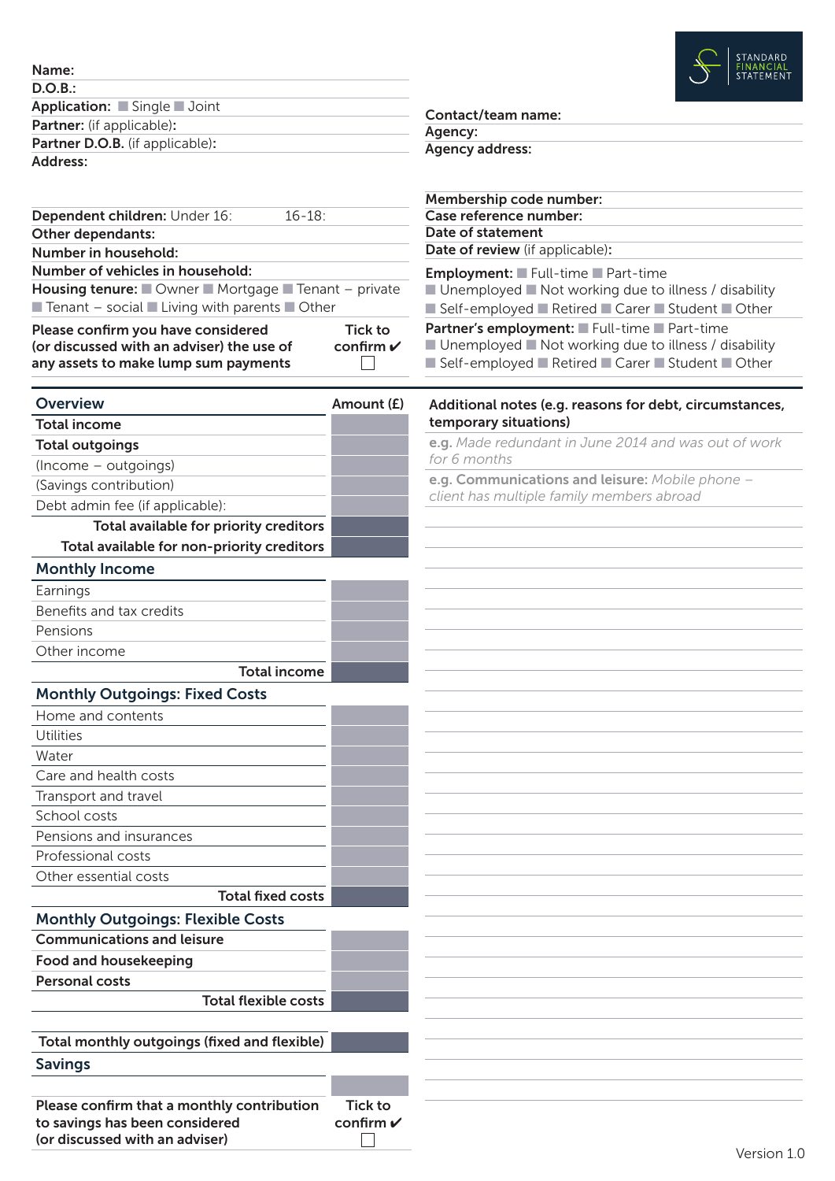STANDARD FINANCIAL STATEMENT

**Name:**
**D.O.B.:**
**Application:** ■ Single ■ Joint
**Partner:** (if applicable)**:**
**Partner D.O.B.** (if applicable)**:**
**Address:**

**Dependent children:** Under 16: 16-18:
**Other dependants:**
**Number in household:**
**Number of vehicles in household:**
**Housing tenure:** ■ Owner ■ Mortgage ■ Tenant – private ■ Tenant – social ■ Living with parents ■ Other

**Please confirm you have considered (or discussed with an adviser) the use of any assets to make lump sum payments** — **Tick to confirm ✔** ☐

**Contact/team name:**
**Agency:**
**Agency address:**

**Membership code number:**
**Case reference number:**
**Date of statement**
**Date of review** (if applicable)**:**

**Employment:** ■ Full-time ■ Part-time ■ Unemployed ■ Not working due to illness / disability ■ Self-employed ■ Retired ■ Carer ■ Student ■ Other

**Partner's employment:** ■ Full-time ■ Part-time ■ Unemployed ■ Not working due to illness / disability ■ Self-employed ■ Retired ■ Carer ■ Student ■ Other

| **Overview** | **Amount (£)** |
|---|---|
| **Total income** | |
| **Total outgoings** | |
| (Income – outgoings) | |
| (Savings contribution) | |
| Debt admin fee (if applicable): | |
| **Total available for priority creditors** | |
| **Total available for non-priority creditors** | |
| **Monthly Income** | |
| Earnings | |
| Benefits and tax credits | |
| Pensions | |
| Other income | |
| **Total income** | |
| **Monthly Outgoings: Fixed Costs** | |
| Home and contents | |
| Utilities | |
| Water | |
| Care and health costs | |
| Transport and travel | |
| School costs | |
| Pensions and insurances | |
| Professional costs | |
| Other essential costs | |
| **Total fixed costs** | |
| **Monthly Outgoings: Flexible Costs** | |
| **Communications and leisure** | |
| **Food and housekeeping** | |
| **Personal costs** | |
| **Total flexible costs** | |
| **Total monthly outgoings (fixed and flexible)** | |
| **Savings** | |
| | |

**Please confirm that a monthly contribution to savings has been considered (or discussed with an adviser)** — **Tick to confirm ✔** ☐

**Additional notes (e.g. reasons for debt, circumstances, temporary situations)**

**e.g.** *Made redundant in June 2014 and was out of work for 6 months*

**e.g. Communications and leisure:** *Mobile phone – client has multiple family members abroad*

Version 1.0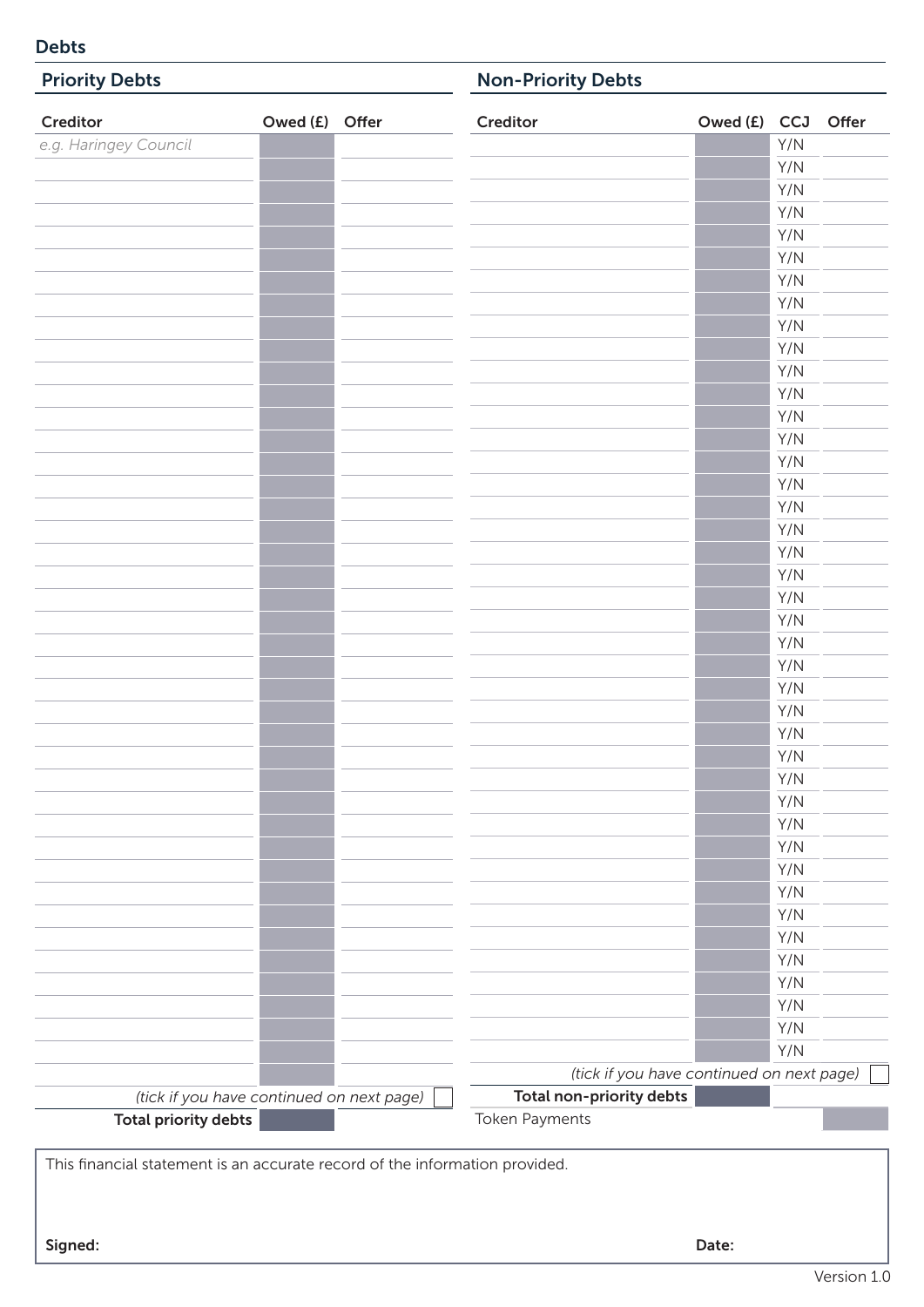## Debts

### Priority Debts

| Creditor | Owed (£) | Offer |
|---|---|---|
| *e.g. Haringey Council* | | |
| | | |
| | | |
| | | |
| | | |
| | | |
| | | |
| | | |
| | | |
| | | |
| | | |
| | | |
| | | |
| | | |
| | | |
| | | |
| | | |
| | | |
| | | |
| | | |
| | | |
| | | |
| | | |
| | | |
| | | |
| | | |
| | | |
| | | |
| | | |
| | | |
| | | |
| | | |
| | | |
| | | |
| | | |
| | | |
| | | |
| | | |
| | | |
| | | |
| | | |
| | | |

*(tick if you have continued on next page)* ☐

| **Total priority debts** | |
|---|---|

### Non-Priority Debts

| Creditor | Owed (£) | CCJ | Offer |
|---|---|---|---|
| | | Y/N | |
| | | Y/N | |
| | | Y/N | |
| | | Y/N | |
| | | Y/N | |
| | | Y/N | |
| | | Y/N | |
| | | Y/N | |
| | | Y/N | |
| | | Y/N | |
| | | Y/N | |
| | | Y/N | |
| | | Y/N | |
| | | Y/N | |
| | | Y/N | |
| | | Y/N | |
| | | Y/N | |
| | | Y/N | |
| | | Y/N | |
| | | Y/N | |
| | | Y/N | |
| | | Y/N | |
| | | Y/N | |
| | | Y/N | |
| | | Y/N | |
| | | Y/N | |
| | | Y/N | |
| | | Y/N | |
| | | Y/N | |
| | | Y/N | |
| | | Y/N | |
| | | Y/N | |
| | | Y/N | |
| | | Y/N | |
| | | Y/N | |
| | | Y/N | |
| | | Y/N | |
| | | Y/N | |
| | | Y/N | |
| | | Y/N | |
| | | Y/N | |

*(tick if you have continued on next page)* ☐

| **Total non-priority debts** | | | |
|---|---|---|---|
| Token Payments | | | |

This financial statement is an accurate record of the information provided.

**Signed:** **Date:**

Version 1.0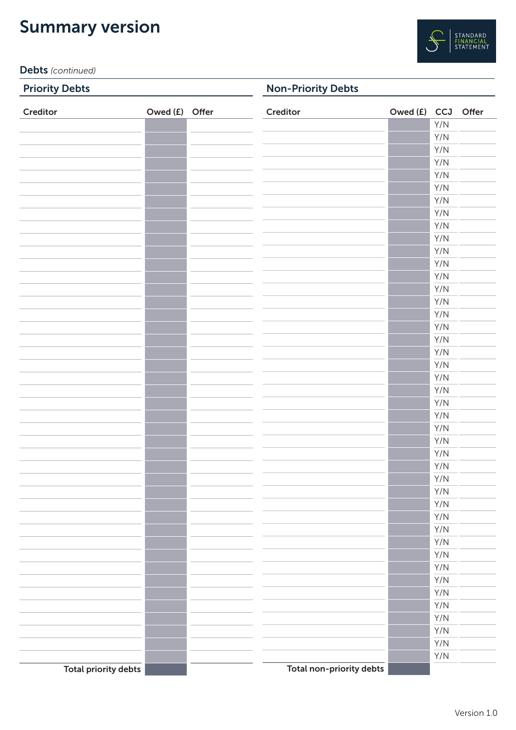# Summary version

**Debts** *(continued)*

## Priority Debts

| Creditor | Owed (£) | Offer |
|---|---|---|
| | | |
| | | |
| | | |
| | | |
| | | |
| | | |
| | | |
| | | |
| | | |
| | | |
| | | |
| | | |
| | | |
| | | |
| | | |
| | | |
| | | |
| | | |
| | | |
| | | |
| | | |
| | | |
| | | |
| | | |
| | | |
| | | |
| | | |
| | | |
| | | |
| | | |
| | | |
| | | |
| | | |
| | | |
| | | |
| | | |
| | | |
| | | |
| | | |
| | | |
| | | |
| | | |
| | | |
| **Total priority debts** | | |

## Non-Priority Debts

| Creditor | Owed (£) | CCJ | Offer |
|---|---|---|---|
| | | Y/N | |
| | | Y/N | |
| | | Y/N | |
| | | Y/N | |
| | | Y/N | |
| | | Y/N | |
| | | Y/N | |
| | | Y/N | |
| | | Y/N | |
| | | Y/N | |
| | | Y/N | |
| | | Y/N | |
| | | Y/N | |
| | | Y/N | |
| | | Y/N | |
| | | Y/N | |
| | | Y/N | |
| | | Y/N | |
| | | Y/N | |
| | | Y/N | |
| | | Y/N | |
| | | Y/N | |
| | | Y/N | |
| | | Y/N | |
| | | Y/N | |
| | | Y/N | |
| | | Y/N | |
| | | Y/N | |
| | | Y/N | |
| | | Y/N | |
| | | Y/N | |
| | | Y/N | |
| | | Y/N | |
| | | Y/N | |
| | | Y/N | |
| | | Y/N | |
| | | Y/N | |
| | | Y/N | |
| | | Y/N | |
| | | Y/N | |
| | | Y/N | |
| | | Y/N | |
| | | Y/N | |
| **Total non-priority debts** | | | |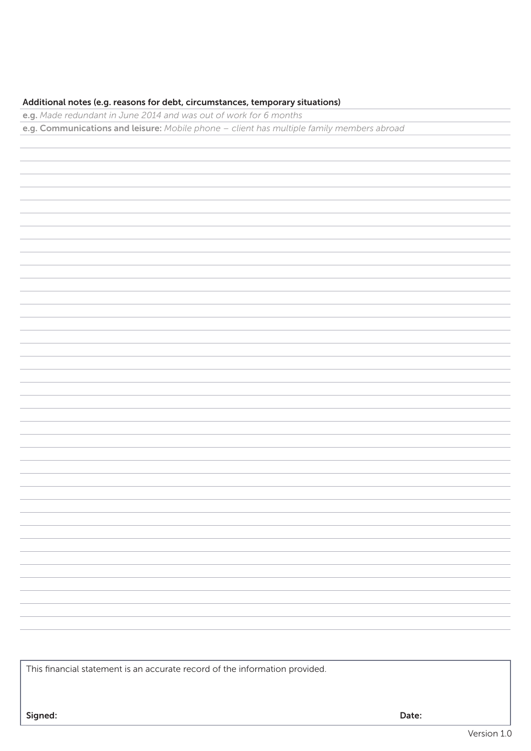**Additional notes (e.g. reasons for debt, circumstances, temporary situations)**

**e.g.** *Made redundant in June 2014 and was out of work for 6 months*

**e.g. Communications and leisure:** *Mobile phone – client has multiple family members abroad*

This financial statement is an accurate record of the information provided.

**Signed:** **Date:**

Version 1.0